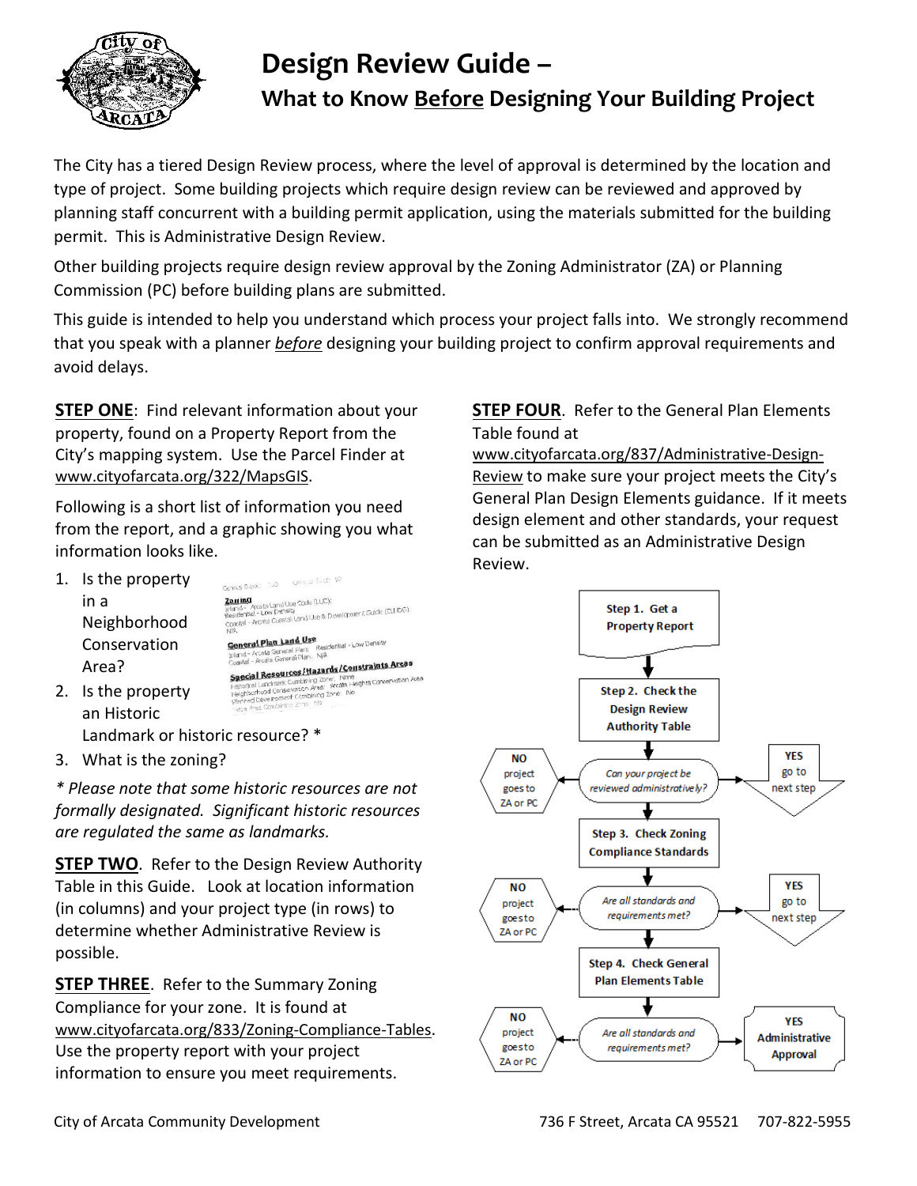# Design Review Guide –
## What to Know Before Designing Your Building Project

The City has a tiered Design Review process, where the level of approval is determined by the location and type of project. Some building projects which require design review can be reviewed and approved by planning staff concurrent with a building permit application, using the materials submitted for the building permit. This is Administrative Design Review.

Other building projects require design review approval by the Zoning Administrator (ZA) or Planning Commission (PC) before building plans are submitted.

This guide is intended to help you understand which process your project falls into. We strongly recommend that you speak with a planner *before* designing your building project to confirm approval requirements and avoid delays.

**STEP ONE**: Find relevant information about your property, found on a Property Report from the City's mapping system. Use the Parcel Finder at www.cityofarcata.org/322/MapsGIS.

Following is a short list of information you need from the report, and a graphic showing you what information looks like.

1. Is the property in a Neighborhood Conservation Area?
2. Is the property an Historic Landmark or historic resource? *
3. What is the zoning?

*\* Please note that some historic resources are not formally designated. Significant historic resources are regulated the same as landmarks.*

**STEP TWO**. Refer to the Design Review Authority Table in this Guide. Look at location information (in columns) and your project type (in rows) to determine whether Administrative Review is possible.

**STEP THREE**. Refer to the Summary Zoning Compliance for your zone. It is found at www.cityofarcata.org/833/Zoning-Compliance-Tables. Use the property report with your project information to ensure you meet requirements.

**STEP FOUR**. Refer to the General Plan Elements Table found at www.cityofarcata.org/837/Administrative-Design-Review to make sure your project meets the City's General Plan Design Elements guidance. If it meets design element and other standards, your request can be submitted as an Administrative Design Review.

- Step 1. Get a Property Report
- Step 2. Check the Design Review Authority Table
  - *Can your project be reviewed administratively?*
    - NO: project goes to ZA or PC
    - YES: go to next step
- Step 3. Check Zoning Compliance Standards
  - *Are all standards and requirements met?*
    - NO: project goes to ZA or PC
    - YES: go to next step
- Step 4. Check General Plan Elements Table
  - *Are all standards and requirements met?*
    - NO: project goes to ZA or PC
    - YES: Administrative Approval

City of Arcata Community Development 736 F Street, Arcata CA 95521 707-822-5955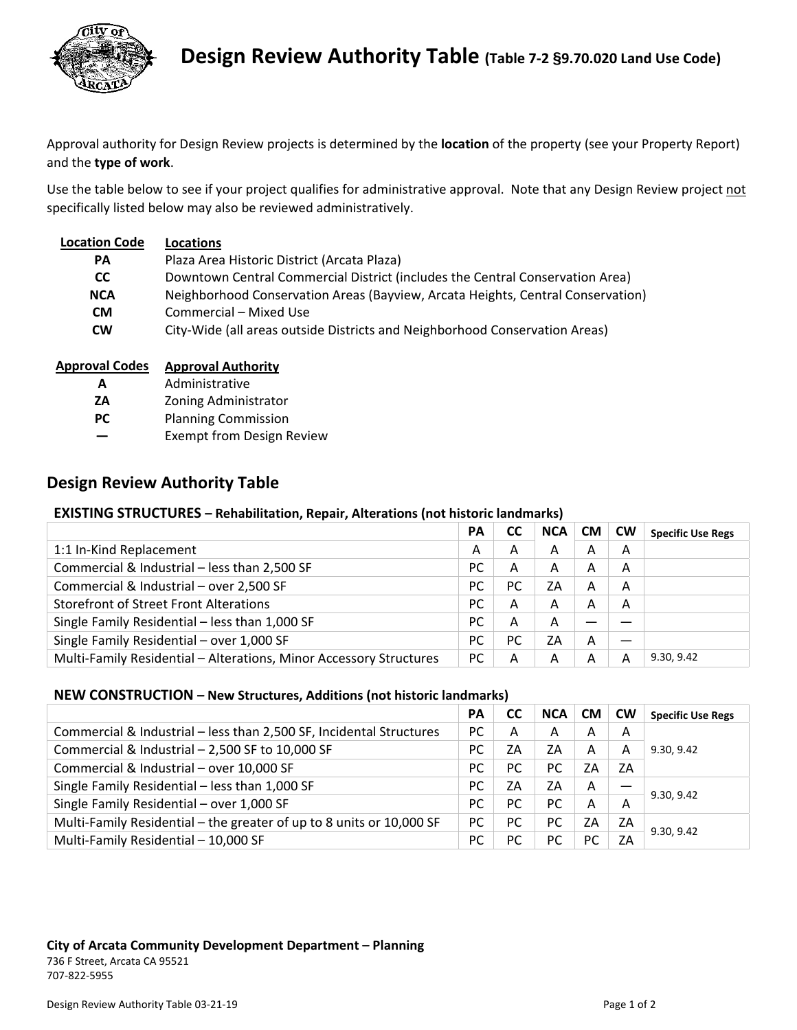# Design Review Authority Table (Table 7-2 §9.70.020 Land Use Code)

Approval authority for Design Review projects is determined by the **location** of the property (see your Property Report) and the **type of work**.

Use the table below to see if your project qualifies for administrative approval. Note that any Design Review project not specifically listed below may also be reviewed administratively.

| Location Code | Locations |
|---|---|
| **PA** | Plaza Area Historic District (Arcata Plaza) |
| **CC** | Downtown Central Commercial District (includes the Central Conservation Area) |
| **NCA** | Neighborhood Conservation Areas (Bayview, Arcata Heights, Central Conservation) |
| **CM** | Commercial – Mixed Use |
| **CW** | City-Wide (all areas outside Districts and Neighborhood Conservation Areas) |

| Approval Codes | Approval Authority |
|---|---|
| **A** | Administrative |
| **ZA** | Zoning Administrator |
| **PC** | Planning Commission |
| **—** | Exempt from Design Review |

## Design Review Authority Table

### EXISTING STRUCTURES – Rehabilitation, Repair, Alterations (not historic landmarks)

| | PA | CC | NCA | CM | CW | Specific Use Regs |
|---|---|---|---|---|---|---|
| 1:1 In-Kind Replacement | A | A | A | A | A | |
| Commercial & Industrial – less than 2,500 SF | PC | A | A | A | A | |
| Commercial & Industrial – over 2,500 SF | PC | PC | ZA | A | A | |
| Storefront of Street Front Alterations | PC | A | A | A | A | |
| Single Family Residential – less than 1,000 SF | PC | A | A | — | — | |
| Single Family Residential – over 1,000 SF | PC | PC | ZA | A | — | |
| Multi-Family Residential – Alterations, Minor Accessory Structures | PC | A | A | A | A | 9.30, 9.42 |

### NEW CONSTRUCTION – New Structures, Additions (not historic landmarks)

| | PA | CC | NCA | CM | CW | Specific Use Regs |
|---|---|---|---|---|---|---|
| Commercial & Industrial – less than 2,500 SF, Incidental Structures | PC | A | A | A | A | 9.30, 9.42 |
| Commercial & Industrial – 2,500 SF to 10,000 SF | PC | ZA | ZA | A | A | |
| Commercial & Industrial – over 10,000 SF | PC | PC | PC | ZA | ZA | |
| Single Family Residential – less than 1,000 SF | PC | ZA | ZA | A | — | 9.30, 9.42 |
| Single Family Residential – over 1,000 SF | PC | PC | PC | A | A | |
| Multi-Family Residential – the greater of up to 8 units or 10,000 SF | PC | PC | PC | ZA | ZA | 9.30, 9.42 |
| Multi-Family Residential – 10,000 SF | PC | PC | PC | PC | ZA | |

**City of Arcata Community Development Department – Planning**
736 F Street, Arcata CA 95521
707-822-5955

Design Review Authority Table 03-21-19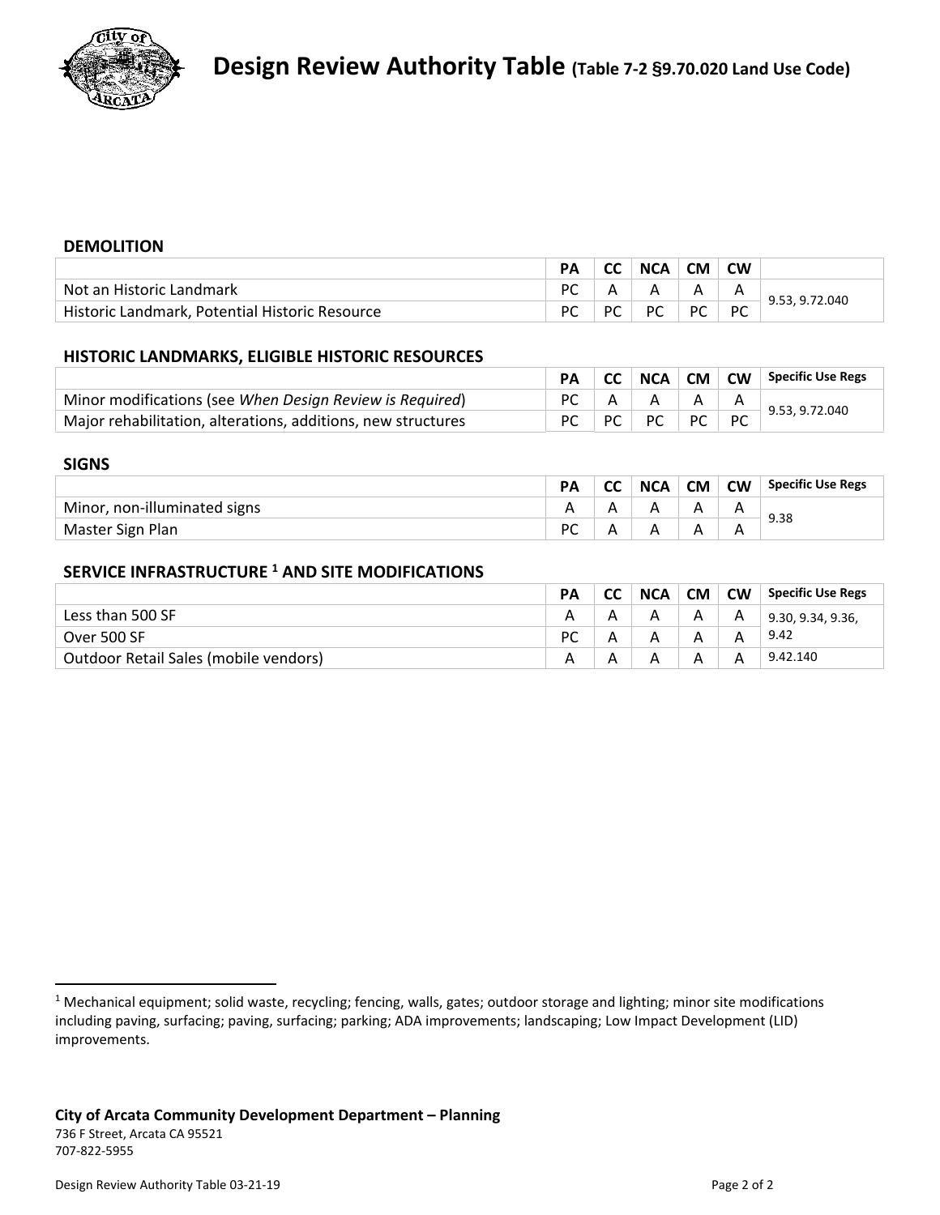# Design Review Authority Table (Table 7-2 §9.70.020 Land Use Code)

### DEMOLITION

| | PA | CC | NCA | CM | CW | |
|---|---|---|---|---|---|---|
| Not an Historic Landmark | PC | A | A | A | A | 9.53, 9.72.040 |
| Historic Landmark, Potential Historic Resource | PC | PC | PC | PC | PC | |

### HISTORIC LANDMARKS, ELIGIBLE HISTORIC RESOURCES

| | PA | CC | NCA | CM | CW | Specific Use Regs |
|---|---|---|---|---|---|---|
| Minor modifications (see *When Design Review is Required*) | PC | A | A | A | A | 9.53, 9.72.040 |
| Major rehabilitation, alterations, additions, new structures | PC | PC | PC | PC | PC | |

### SIGNS

| | PA | CC | NCA | CM | CW | Specific Use Regs |
|---|---|---|---|---|---|---|
| Minor, non-illuminated signs | A | A | A | A | A | 9.38 |
| Master Sign Plan | PC | A | A | A | A | |

### SERVICE INFRASTRUCTURE [1] AND SITE MODIFICATIONS

| | PA | CC | NCA | CM | CW | Specific Use Regs |
|---|---|---|---|---|---|---|
| Less than 500 SF | A | A | A | A | A | 9.30, 9.34, 9.36, 9.42 |
| Over 500 SF | PC | A | A | A | A | |
| Outdoor Retail Sales (mobile vendors) | A | A | A | A | A | 9.42.140 |

[1] Mechanical equipment; solid waste, recycling; fencing, walls, gates; outdoor storage and lighting; minor site modifications including paving, surfacing; paving, surfacing; parking; ADA improvements; landscaping; Low Impact Development (LID) improvements.

**City of Arcata Community Development Department – Planning**
736 F Street, Arcata CA 95521
707-822-5955

Design Review Authority Table 03-21-19